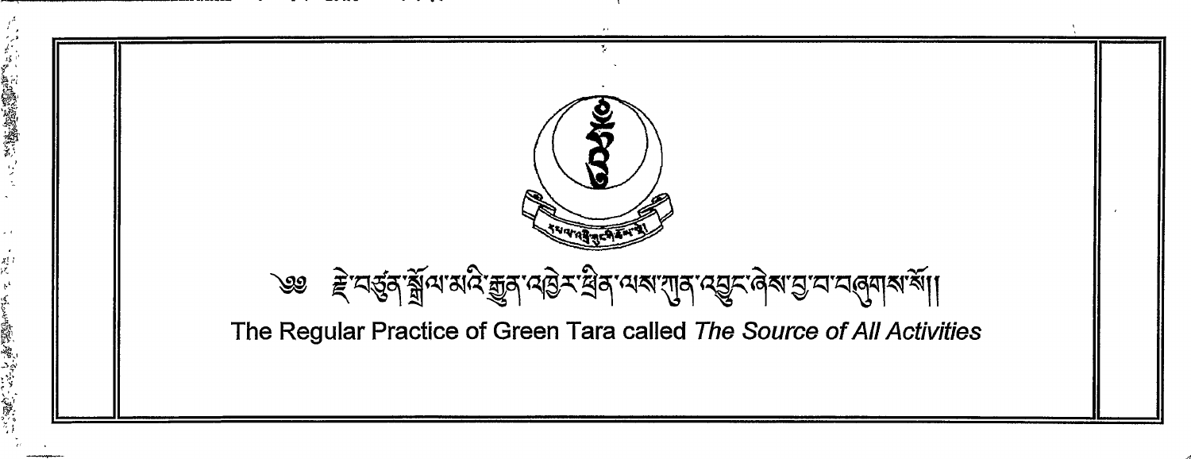༄༅། །རྗེ་བཙུན་སྒྲོལ་མའི་རྒྱུན་འཁྱེར་ཕྲིན་ལས་ཀུན་འབྱུང་ཞེས་བྱ་བ་བཞུགས་སོ།།

The Regular Practice of Green Tara called *The Source of All Activities*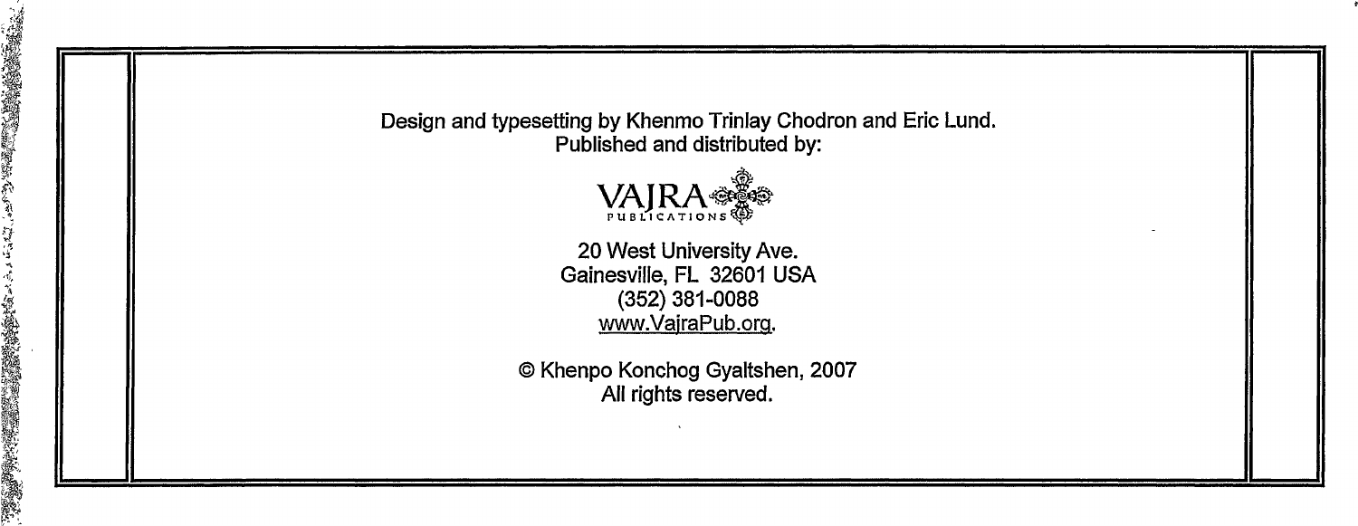Design and typesetting by Khenmo Trinlay Chodron and Eric Lund.
Published and distributed by:

VAJRA PUBLICATIONS

20 West University Ave.
Gainesville, FL 32601 USA
(352) 381-0088
www.VajraPub.org.

© Khenpo Konchog Gyaltshen, 2007
All rights reserved.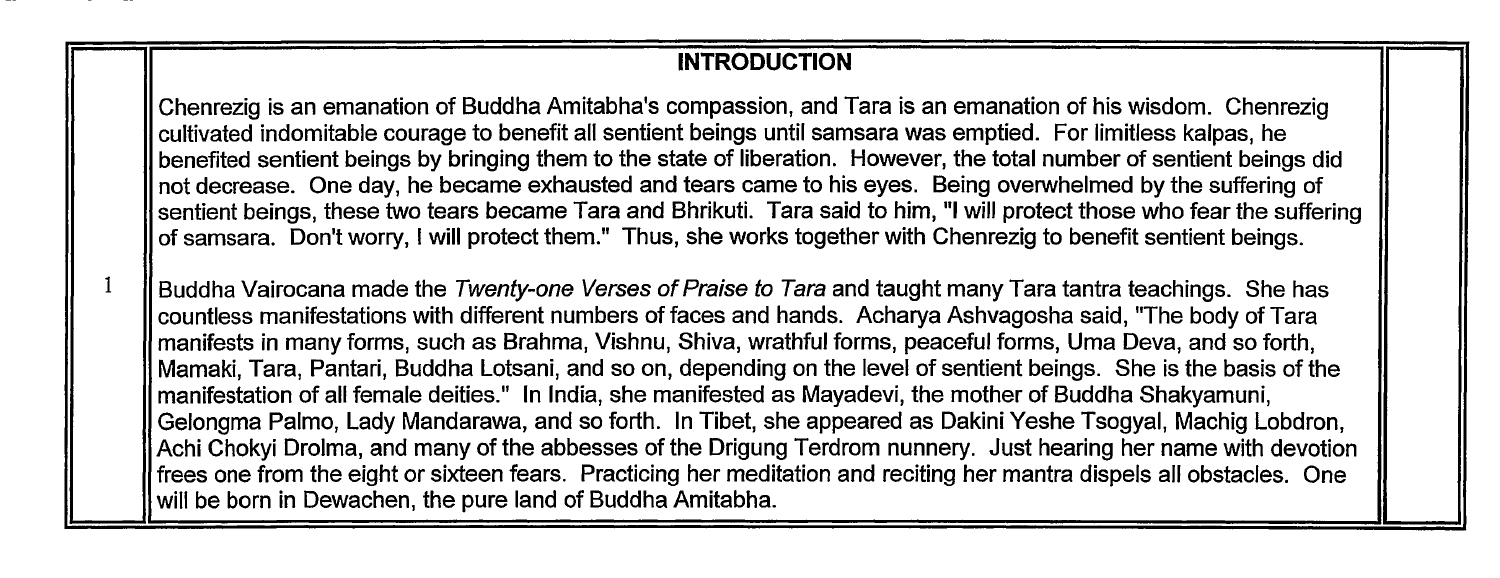## INTRODUCTION

Chenrezig is an emanation of Buddha Amitabha's compassion, and Tara is an emanation of his wisdom. Chenrezig cultivated indomitable courage to benefit all sentient beings until samsara was emptied. For limitless kalpas, he benefited sentient beings by bringing them to the state of liberation. However, the total number of sentient beings did not decrease. One day, he became exhausted and tears came to his eyes. Being overwhelmed by the suffering of sentient beings, these two tears became Tara and Bhrikuti. Tara said to him, "I will protect those who fear the suffering of samsara. Don't worry, I will protect them." Thus, she works together with Chenrezig to benefit sentient beings.

Buddha Vairocana made the *Twenty-one Verses of Praise to Tara* and taught many Tara tantra teachings. She has countless manifestations with different numbers of faces and hands. Acharya Ashvagosha said, "The body of Tara manifests in many forms, such as Brahma, Vishnu, Shiva, wrathful forms, peaceful forms, Uma Deva, and so forth, Mamaki, Tara, Pantari, Buddha Lotsani, and so on, depending on the level of sentient beings. She is the basis of the manifestation of all female deities." In India, she manifested as Mayadevi, the mother of Buddha Shakyamuni, Gelongma Palmo, Lady Mandarawa, and so forth. In Tibet, she appeared as Dakini Yeshe Tsogyal, Machig Lobdron, Achi Chokyi Drolma, and many of the abbesses of the Drigung Terdrom nunnery. Just hearing her name with devotion frees one from the eight or sixteen fears. Practicing her meditation and reciting her mantra dispels all obstacles. One will be born in Dewachen, the pure land of Buddha Amitabha.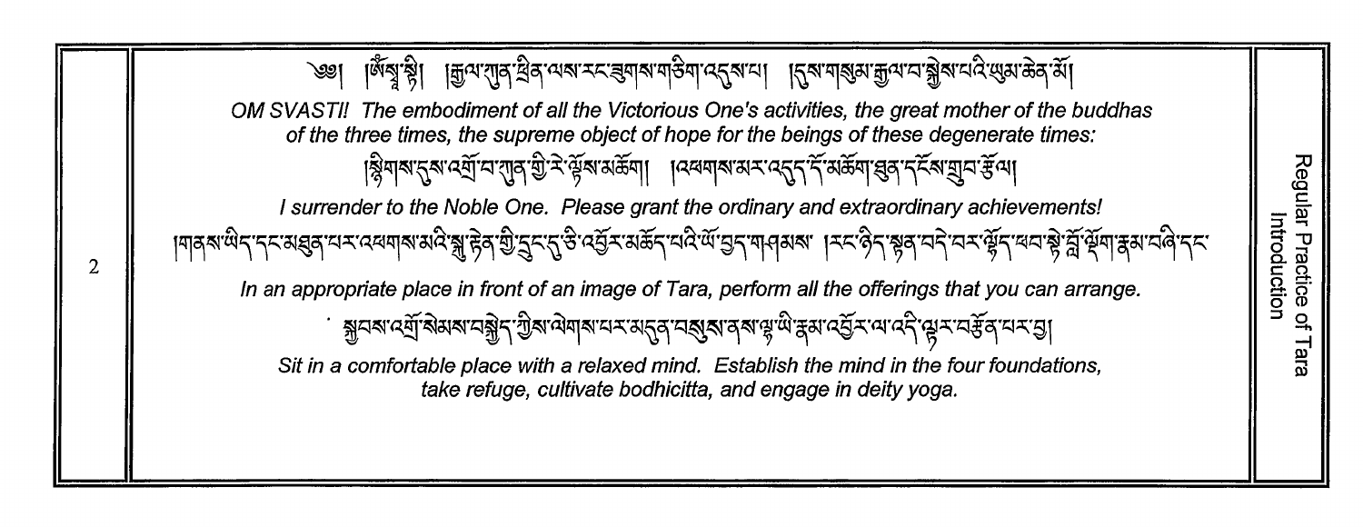༄༅། །ཨོཾ་སྭ་སྟི། །རྒྱལ་ཀུན་ཕྲིན་ལས་རང་གཟུགས་གཅིག་འདུས་པ། །དུས་གསུམ་རྒྱལ་བ་སྐྱེས་པའི་ཡུམ་ཆེན་མོ།

OM SVASTI! The embodiment of all the Victorious One's activities, the great mother of the buddhas of the three times, the supreme object of hope for the beings of these degenerate times:

།སྙིགས་དུས་འགྲོ་བ་ཀུན་གྱི་རེ་ལྟོས་མཆོག །འཕགས་མར་འདུད་དོ་མཆོག་ཐུན་དངོས་གྲུབ་སྩོལ།

I surrender to the Noble One. Please grant the ordinary and extraordinary achievements!

།གནས་ཡིད་དང་མཐུན་པར་འཕགས་མའི་སྐུ་རྟེན་གྱི་དྲུང་དུ་ཅི་འབྱོར་མཆོད་པའི་ཡོ་བྱད་གཤམས། །རང་ཉིད་སྟན་བདེ་བར་སྡོད་པས་སྔོ་བློ་ལོག་རྣམ་བཞི་དང་

In an appropriate place in front of an image of Tara, perform all the offerings that you can arrange.

སྐྱབས་འགྲོ་སེམས་བསྐྱེད་ཀྱིས་ལེགས་པར་མདུན་བསྒྲུབ་ནས་ལྷ་ཡི་རྣལ་འབྱོར་ལ་འདི་ལྟར་བརྩོན་པར་བྱ།

Sit in a comfortable place with a relaxed mind. Establish the mind in the four foundations, take refuge, cultivate bodhicitta, and engage in deity yoga.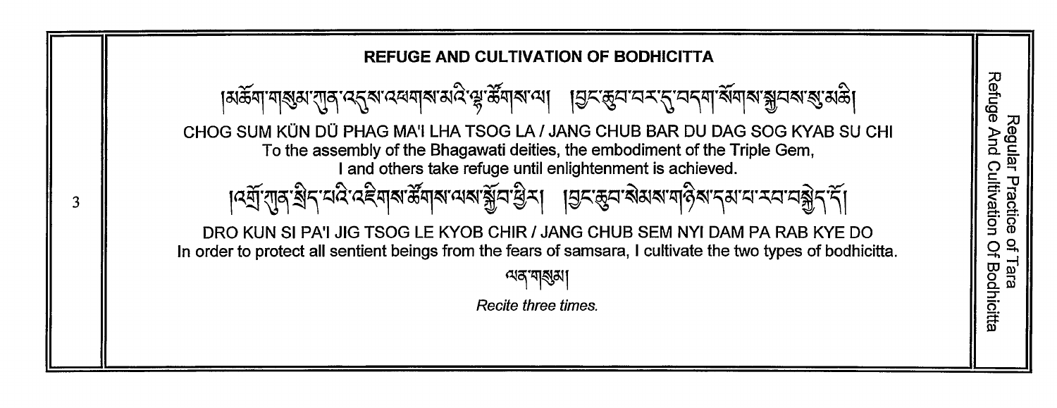## REFUGE AND CULTIVATION OF BODHICITTA

།མཆོག་གསུམ་ཀུན་འདུས་འཕགས་མའི་ལྷ་ཚོགས་ལ། །བྱང་ཆུབ་བར་དུ་བདག་སོགས་སྐྱབས་སུ་མཆི།

CHOG SUM KÜN DÜ PHAG MA'I LHA TSOG LA / JANG CHUB BAR DU DAG SOG KYAB SU CHI

To the assembly of the Bhagawati deities, the embodiment of the Triple Gem,
I and others take refuge until enlightenment is achieved.

།འགྲོ་ཀུན་སྲིད་པའི་འཇིགས་ཚོགས་ལས་སྐྱོབ་ཕྱིར། །བྱང་ཆུབ་སེམས་གཉིས་དམ་པ་རབ་བསྐྱེད་དོ།

DRO KUN SI PA'I JIG TSOG LE KYOB CHIR / JANG CHUB SEM NYI DAM PA RAB KYE DO

In order to protect all sentient beings from the fears of samsara, I cultivate the two types of bodhicitta.

ལན་གསུམ།

*Recite three times.*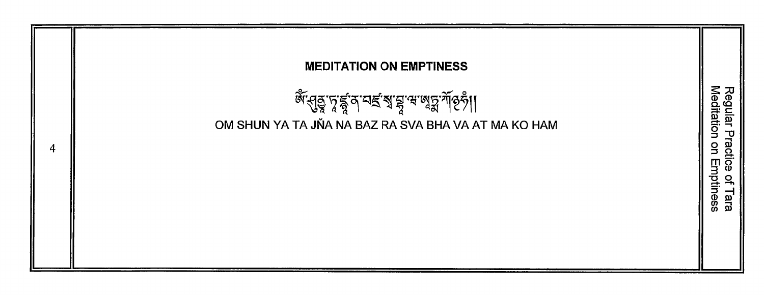## MEDITATION ON EMPTINESS

ཨོཾ་ཤཱུནྱ་ཏཱ་ཛྙཱ་ན་བཛྲ་སྭ་བྷཱ་ཝ་ཨཱཏྨ་ཀོ྅ཧཾ།།

OM SHUN YA TA JÑA NA BAZ RA SVA BHA VA AT MA KO HAM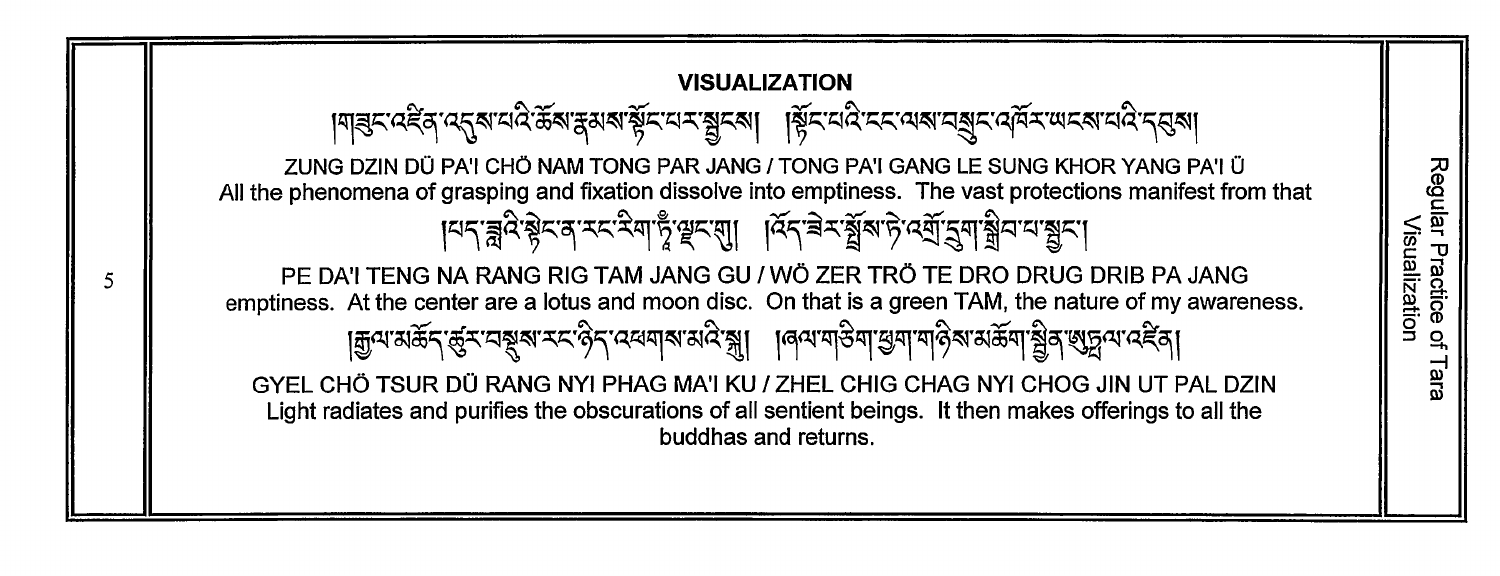## VISUALIZATION

།གཟུང་འཛིན་འདུས་པའི་ཆོས་རྣམས་སྟོང་པར་སྦྱངས། །སྟོང་པའི་ངང་ལས་བསྲུང་འཁོར་ཡངས་པའི་དབུས།

ZUNG DZIN DÜ PA'I CHÖ NAM TONG PAR JANG / TONG PA'I GANG LE SUNG KHOR YANG PA'I Ü

All the phenomena of grasping and fixation dissolve into emptiness. The vast protections manifest from that

།པད་ཟླའི་སྟེང་ན་རང་རིག་ཏཱཾ་ལྗང་གུ། །འོད་ཟེར་སྤྲོས་ཏེ་འགྲོ་དྲུག་སྒྲིབ་པ་སྦྱང་།

PE DA'I TENG NA RANG RIG TAM JANG GU / WÖ ZER TRÖ TE DRO DRUG DRIB PA JANG

emptiness. At the center are a lotus and moon disc. On that is a green TAM, the nature of my awareness.

།རྒྱལ་མཆོད་ཚུར་བསྡུས་རང་ཉིད་འཕགས་མའི་སྐུ། །ཞལ་གཅིག་ཕྱག་གཉིས་མཆོག་སྦྱིན་ཨུཏྤལ་འཛིན།

GYEL CHÖ TSUR DÜ RANG NYI PHAG MA'I KU / ZHEL CHIG CHAG NYI CHOG JIN UT PAL DZIN

Light radiates and purifies the obscurations of all sentient beings. It then makes offerings to all the buddhas and returns.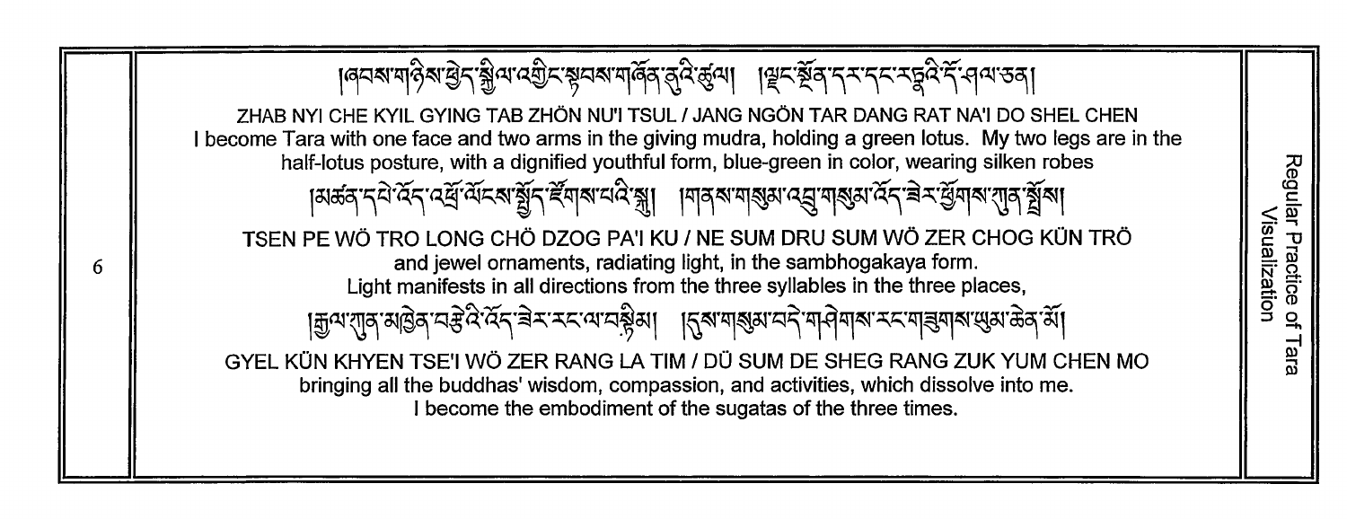།ཞབས་གཉིས་ཕྱེད་སྐྱིལ་འགྱིང་སྟབས་གཞོན་ནུའི་ཚུལ། །ལྗང་སྔོན་དར་དང་རཏྣའི་དོ་ཤལ་ཅན།

ZHAB NYI CHE KYIL GYING TAB ZHÖN NU'I TSUL / JANG NGÖN TAR DANG RAT NA'I DO SHEL CHEN

I become Tara with one face and two arms in the giving mudra, holding a green lotus. My two legs are in the half-lotus posture, with a dignified youthful form, blue-green in color, wearing silken robes

།མཚན་དཔེ་འོད་འཕྲོ་ལོངས་སྤྱོད་རྫོགས་པའི་སྐུ། །གནས་གསུམ་འབྲུ་གསུམ་འོད་ཟེར་ཕྱོགས་ཀུན་སྤྲོས།

TSEN PE WÖ TRO LONG CHÖ DZOG PA'I KU / NE SUM DRU SUM WÖ ZER CHOG KÜN TRÖ

and jewel ornaments, radiating light, in the sambhogakaya form.

Light manifests in all directions from the three syllables in the three places,

།རྒྱལ་ཀུན་མཁྱེན་བརྩེའི་འོད་ཟེར་རང་ལ་བསྟིམ། །དུས་གསུམ་བདེ་གཤེགས་རང་གཟུགས་ཡུམ་ཆེན་མོ།

GYEL KÜN KHYEN TSE'I WÖ ZER RANG LA TIM / DÜ SUM DE SHEG RANG ZUK YUM CHEN MO

bringing all the buddhas' wisdom, compassion, and activities, which dissolve into me.

I become the embodiment of the sugatas of the three times.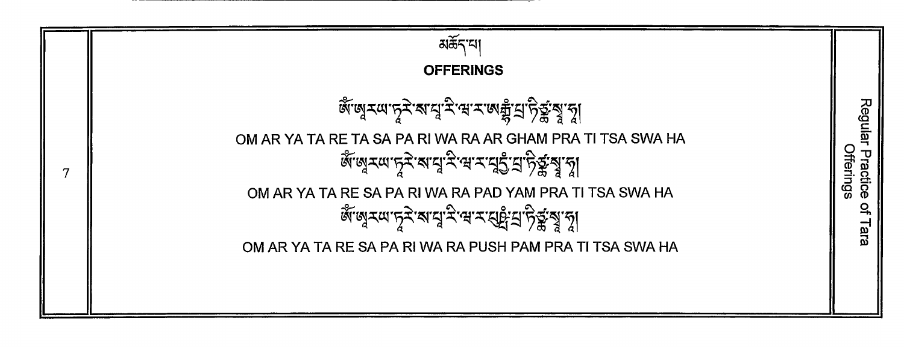# མཆོད་པ།

## OFFERINGS

ཨོཾ་ཨཱརྱ་ཏཱ་རེ་ས་པ་རི་ཝཱ་ར་ཨརྒྷཾ་པྲ་ཏཱིཙྪ་སྭཱ་ཧཱ།

OM AR YA TA RE TA SA PA RI WA RA AR GHAM PRA TI TSA SWA HA

ཨོཾ་ཨཱརྱ་ཏཱ་རེ་ས་པ་རི་ཝཱ་ར་པཱདྱཾ་པྲ་ཏཱིཙྪ་སྭཱ་ཧཱ།

OM AR YA TA RE SA PA RI WA RA PAD YAM PRA TI TSA SWA HA

ཨོཾ་ཨཱརྱ་ཏཱ་རེ་ས་པ་རི་ཝཱ་ར་པུཥྤཾ་པྲ་ཏཱིཙྪ་སྭཱ་ཧཱ།

OM AR YA TA RE SA PA RI WA RA PUSH PAM PRA TI TSA SWA HA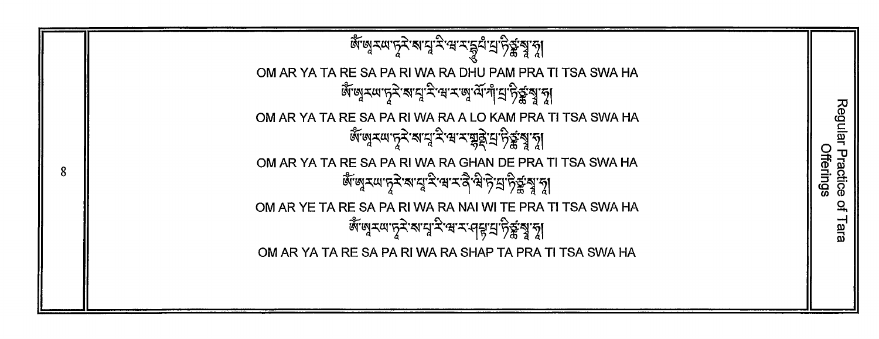ཨོཾ་ཨཱརྱ་ཏཱ་རེ་ས་པ་རི་ཝཱ་ར་དྷཱུ་པཾ་པྲ་ཏཱིཙྪ་སྭཱ་ཧཱ།

OM AR YA TA RE SA PA RI WA RA DHU PAM PRA TI TSA SWA HA

ཨོཾ་ཨཱརྱ་ཏཱ་རེ་ས་པ་རི་ཝཱ་ར་ཨཱ་ལོ་ཀཾ་པྲ་ཏཱིཙྪ་སྭཱ་ཧཱ།

OM AR YA TA RE SA PA RI WA RA A LO KAM PRA TI TSA SWA HA

ཨོཾ་ཨཱརྱ་ཏཱ་རེ་ས་པ་རི་ཝཱ་ར་གྷནྡྷེ་པྲ་ཏཱིཙྪ་སྭཱ་ཧཱ།

OM AR YA TA RE SA PA RI WA RA GHAN DE PRA TI TSA SWA HA

ཨོཾ་ཨཱརྱ་ཏཱ་རེ་ས་པ་རི་ཝཱ་ར་ནཻ་ཝི་ཏེ་པྲ་ཏཱིཙྪ་སྭཱ་ཧཱ།

OM AR YE TA RE SA PA RI WA RA NAI WI TE PRA TI TSA SWA HA

ཨོཾ་ཨཱརྱ་ཏཱ་རེ་ས་པ་རི་ཝཱ་ར་ཤཔྟ་པྲ་ཏཱིཙྪ་སྭཱ་ཧཱ།

OM AR YA TA RE SA PA RI WA RA SHAP TA PRA TI TSA SWA HA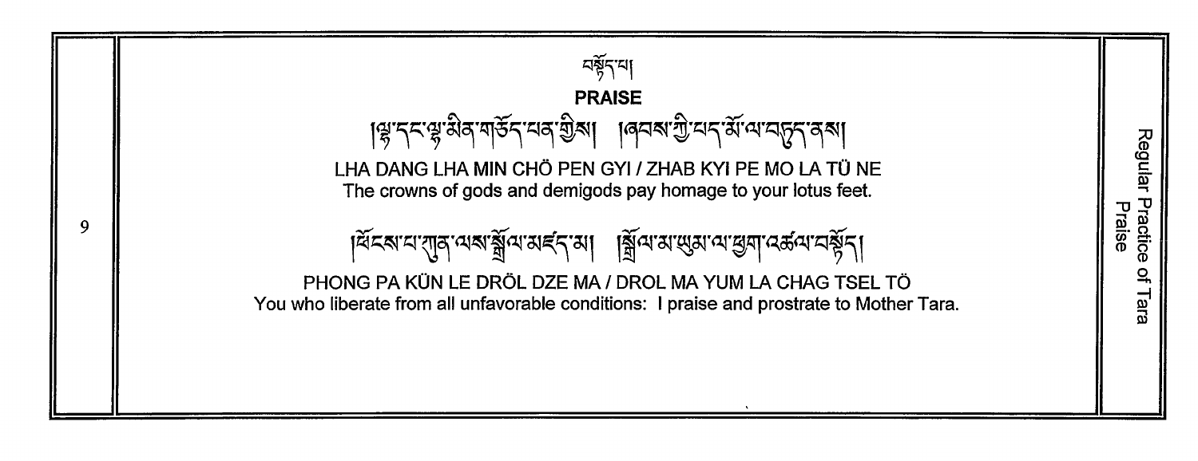བསྟོད་པ།

## PRAISE

།ལྷ་དང་ལྷ་མིན་གཙོད་པན་གྱིས། །ཞབས་ཀྱི་པད་མོ་ལ་བཏུད་ནས།

LHA DANG LHA MIN CHÖ PEN GYI / ZHAB KYI PE MO LA TÜ NE

The crowns of gods and demigods pay homage to your lotus feet.

།ཕོངས་པ་ཀུན་ལས་སྒྲོལ་མཛད་མ། །སྒྲོལ་མ་ཡུམ་ལ་ཕྱག་འཚལ་བསྟོད།

PHONG PA KÜN LE DRÖL DZE MA / DROL MA YUM LA CHAG TSEL TÖ

You who liberate from all unfavorable conditions: I praise and prostrate to Mother Tara.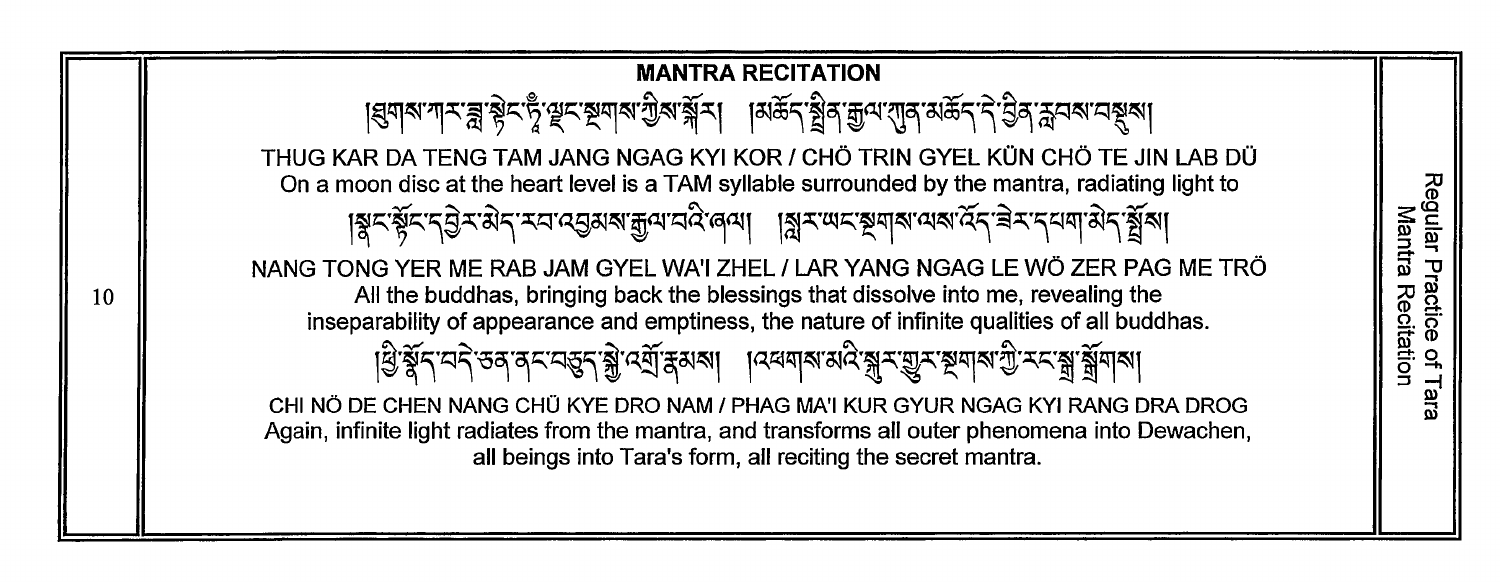**MANTRA RECITATION**

།ཐུགས་ཀར་ཟླ་སྟེང་ཏཾ་ལྗང་སྔགས་ཀྱིས་སྐོར། །མཆོད་སྤྲིན་རྒྱལ་ཀུན་མཆོད་དེ་བྱིན་རླབས་བསྡུས།

THUG KAR DA TENG TAM JANG NGAG KYI KOR / CHÖ TRIN GYEL KÜN CHÖ TE JIN LAB DÜ

On a moon disc at the heart level is a TAM syllable surrounded by the mantra, radiating light to

།སྣང་སྟོང་དབྱེར་མེད་རབ་འབྱམས་རྒྱལ་བའི་ཞལ། །སླར་ཡང་སྔགས་ལས་འོད་ཟེར་དཔག་མེད་སྤྲོས།

NANG TONG YER ME RAB JAM GYEL WA'I ZHEL / LAR YANG NGAG LE WÖ ZER PAG ME TRÖ

All the buddhas, bringing back the blessings that dissolve into me, revealing the inseparability of appearance and emptiness, the nature of infinite qualities of all buddhas.

།ཕྱི་སྣོད་བདེ་ཅན་ནང་བཅུད་སྐྱེ་འགྲོ་རྣམས། །འཕགས་མའི་སྐུར་གྱུར་སྔགས་ཀྱི་རང་སྒྲ་སྒྲོགས།

CHI NÖ DE CHEN NANG CHÜ KYE DRO NAM / PHAG MA'I KUR GYUR NGAG KYI RANG DRA DROG

Again, infinite light radiates from the mantra, and transforms all outer phenomena into Dewachen, all beings into Tara's form, all reciting the secret mantra.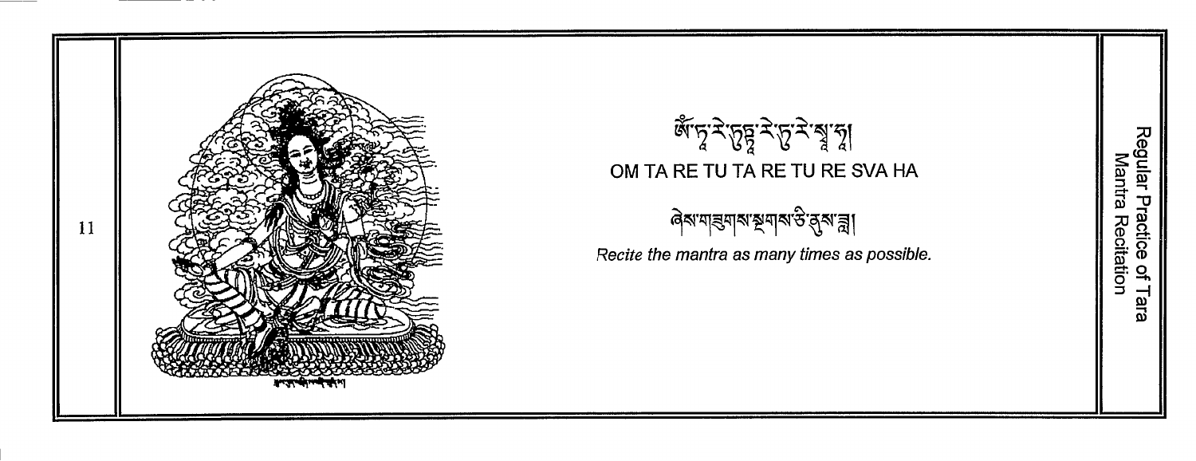ཨོཾ་ཏཱ་རེ་ཏུཏྟཱ་རེ་ཏུ་རེ་སྭཱ་ཧཱ།

OM TA RE TU TA RE TU RE SVA HA

ཞེས་གཟུགས་སྔགས་ཅི་ནུས་བཟླ།

*Recite the mantra as many times as possible.*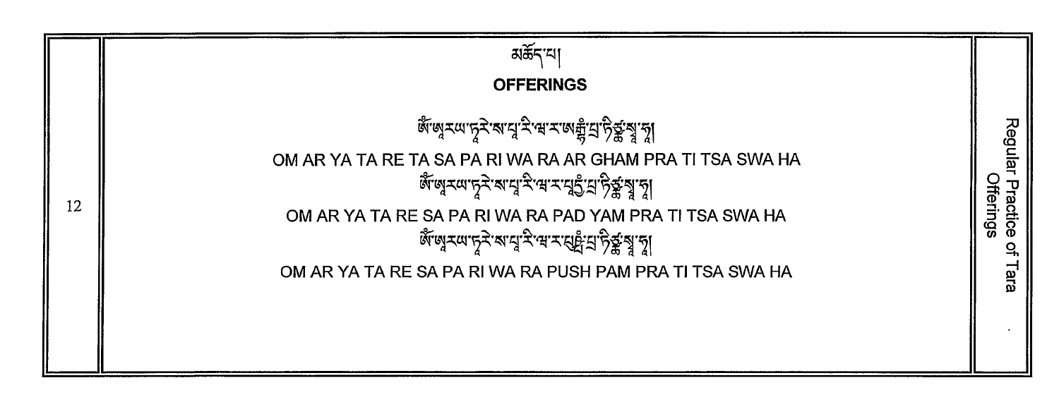# མཆོད་པ།

## OFFERINGS

ཨོཾ་ཨཱརྱ་ཏཱ་རེ་ས་པ་རི་ཝཱ་ར་ཨརྒྷཾ་པྲ་ཏཱིཙྪ་སྭཱ་ཧཱ།

OM AR YA TA RE TA SA PA RI WA RA AR GHAM PRA TI TSA SWA HA

ཨོཾ་ཨཱརྱ་ཏཱ་རེ་ས་པ་རི་ཝཱ་ར་པཱདྱཾ་པྲ་ཏཱིཙྪ་སྭཱ་ཧཱ།

OM AR YA TA RE SA PA RI WA RA PAD YAM PRA TI TSA SWA HA

ཨོཾ་ཨཱརྱ་ཏཱ་རེ་ས་པ་རི་ཝཱ་ར་པུཥྤཾ་པྲ་ཏཱིཙྪ་སྭཱ་ཧཱ།

OM AR YA TA RE SA PA RI WA RA PUSH PAM PRA TI TSA SWA HA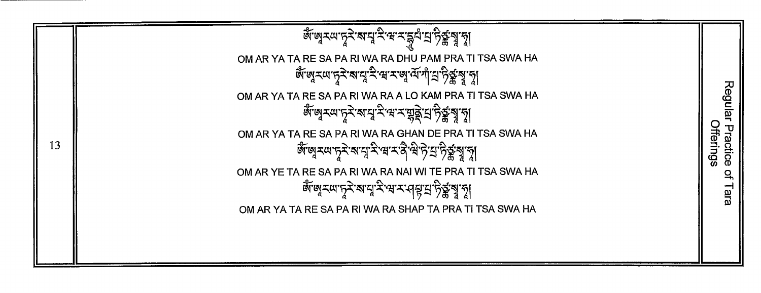ཨོཾ་ཨཱརྱ་ཏཱ་རེ་ས་པ་རི་ཝཱ་ར་དྷཱུ་པཾ་པྲ་ཏཱི་ཙྪ་སྭཱ་ཧཱ།

OM AR YA TA RE SA PA RI WA RA DHU PAM PRA TI TSA SWA HA

ཨོཾ་ཨཱརྱ་ཏཱ་རེ་ས་པ་རི་ཝཱ་ར་ཨཱ་ལོ་ཀཾ་པྲ་ཏཱི་ཙྪ་སྭཱ་ཧཱ།

OM AR YA TA RE SA PA RI WA RA A LO KAM PRA TI TSA SWA HA

ཨོཾ་ཨཱརྱ་ཏཱ་རེ་ས་པ་རི་ཝཱ་ར་གྷནྡེ་པྲ་ཏཱི་ཙྪ་སྭཱ་ཧཱ།

OM AR YA TA RE SA PA RI WA RA GHAN DE PRA TI TSA SWA HA

ཨོཾ་ཨཱརྱ་ཏཱ་རེ་ས་པ་རི་ཝཱ་ར་ནཻ་ཝི་ཏེ་པྲ་ཏཱི་ཙྪ་སྭཱ་ཧཱ།

OM AR YE TA RE SA PA RI WA RA NAI WI TE PRA TI TSA SWA HA

ཨོཾ་ཨཱརྱ་ཏཱ་རེ་ས་པ་རི་ཝཱ་ར་ཤཔྟ་པྲ་ཏཱི་ཙྪ་སྭཱ་ཧཱ།

OM AR YA TA RE SA PA RI WA RA SHAP TA PRA TI TSA SWA HA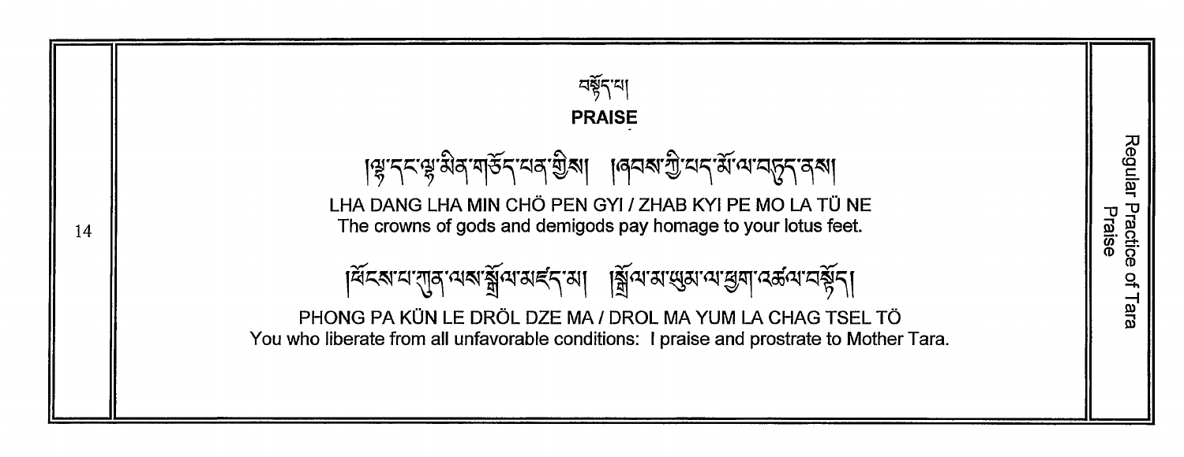# བསྟོད་པ།
# PRAISE

།ལྷ་དང་ལྷ་མིན་གཙོད་པན་གྱིས། །ཞབས་ཀྱི་པད་མོ་ལ་བཏུད་ནས།

LHA DANG LHA MIN CHÖ PEN GYI / ZHAB KYI PE MO LA TÜ NE
The crowns of gods and demigods pay homage to your lotus feet.

།ཕོངས་པ་ཀུན་ལས་སྒྲོལ་མཛད་མ། །སྒྲོལ་མ་ཡུམ་ལ་ཕྱག་འཚལ་བསྟོད།

PHONG PA KÜN LE DRÖL DZE MA / DROL MA YUM LA CHAG TSEL TÖ
You who liberate from all unfavorable conditions: I praise and prostrate to Mother Tara.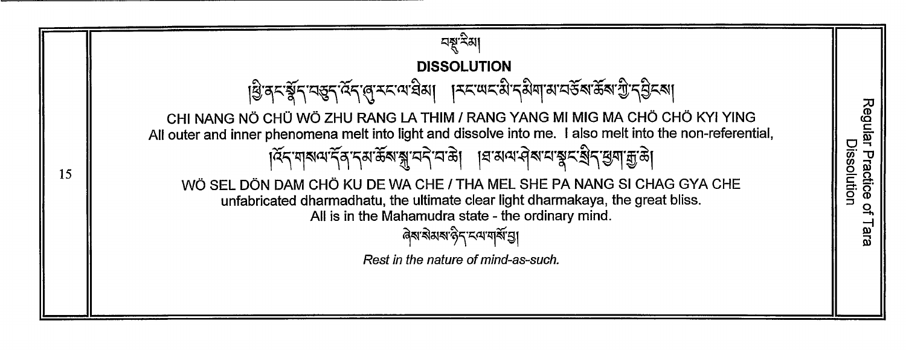བསྡུ་རིམ།

## DISSOLUTION

།ཕྱི་ནང་སྣོད་བཅུད་འོད་ཞུ་རང་ལ་ཐིམ། །རང་ཡང་མི་དམིགས་མ་བཅོས་ཆོས་ཀྱི་དབྱིངས།

CHI NANG NÖ CHÜ WÖ ZHU RANG LA THIM / RANG YANG MI MIG MA CHÖ CHÖ KYI YING

All outer and inner phenomena melt into light and dissolve into me. I also melt into the non-referential,

།འོད་གསལ་དོན་དམ་ཆོས་སྐུ་བདེ་བ་ཆེ། །ཐ་མལ་ཤེས་པ་སྣང་སྲིད་ཕྱག་རྒྱ་ཆེ།

WÖ SEL DÖN DAM CHÖ KU DE WA CHE / THA MEL SHE PA NANG SI CHAG GYA CHE

unfabricated dharmadhatu, the ultimate clear light dharmakaya, the great bliss.

All is in the Mahamudra state - the ordinary mind.

ཞེས་སེམས་ཉིད་ངལ་གསོ་བྱ།

*Rest in the nature of mind-as-such.*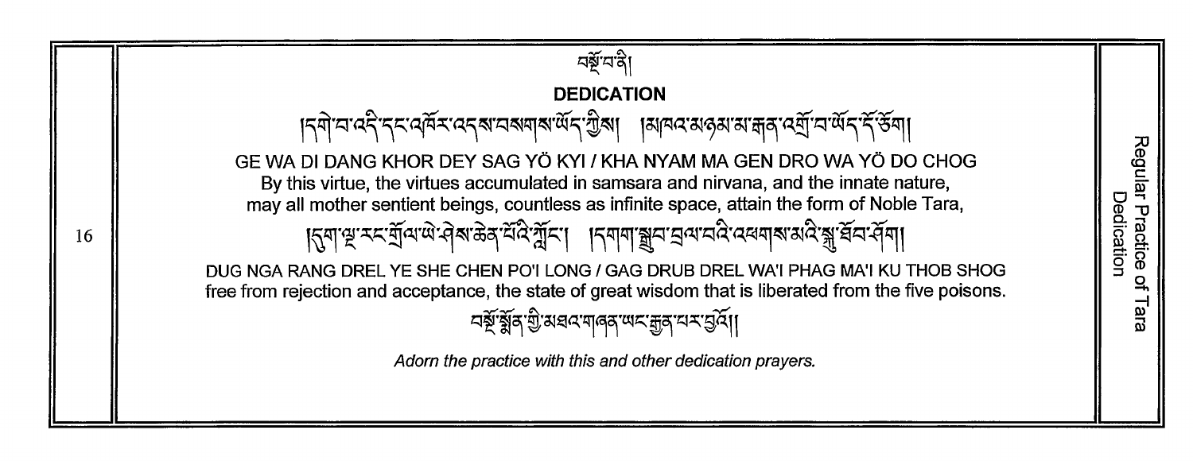བསྔོ་བ་ནི།

## DEDICATION

།དགེ་བ་འདི་དང་འཁོར་འདས་བསགས་ཡོད་ཀྱིས། །མཁའ་མཉམ་མ་རྒན་འགྲོ་བ་ཡོད་དོ་ཅོག།

GE WA DI DANG KHOR DEY SAG YÖ KYI / KHA NYAM MA GEN DRO WA YÖ DO CHOG

By this virtue, the virtues accumulated in samsara and nirvana, and the innate nature,
may all mother sentient beings, countless as infinite space, attain the form of Noble Tara,

།དུག་ལྔ་རང་གྲོལ་ཡེ་ཤེས་ཆེན་པོའི་ཀློང་། །དགག་སྒྲུབ་བྲལ་བའི་འཕགས་མའི་སྐུ་ཐོབ་ཤོག།

DUG NGA RANG DREL YE SHE CHEN PO'I LONG / GAG DRUB DREL WA'I PHAG MA'I KU THOB SHOG

free from rejection and acceptance, the state of great wisdom that is liberated from the five poisons.

བསྔོ་སྨོན་གྱི་མཐའ་གཞན་ཡང་རྒྱན་པར་བྱའོ།།

*Adorn the practice with this and other dedication prayers.*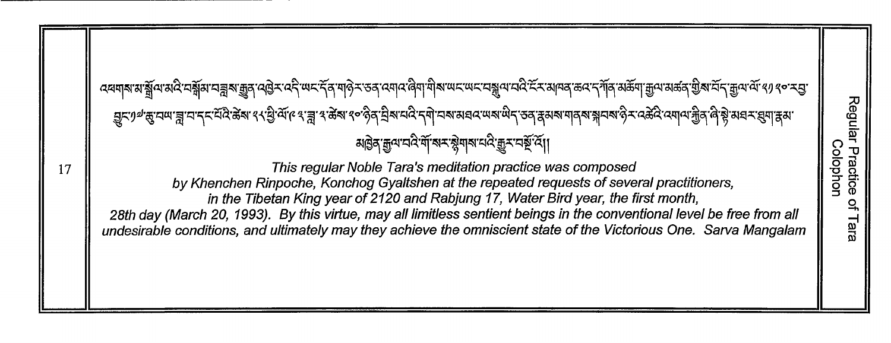འཕགས་མ་སྒྲོལ་མའི་བསྒོམ་བཟླས་རྒྱུན་འཁྱེར་འདི་ཡང་དོན་གཉེར་ཅན་འགའ་ཞིག་གིས་ཡང་ཡང་བསྐུལ་བའི་ངོར་མཁན་ཆེན་དཀོན་མཆོག་རྒྱལ་མཚན་གྱིས་བོད་རྒྱལ་ལོ་༢༡༢༠་རབ་བྱུང་༡༧་ཆུ་བྱ་ཟླ་བ་དང་པོའི་ཚེས་༢༨་ཕྱི་ལོ་༡༩༩༣་ཟླ་༣་ཚེས་༢༠་ཉིན་བྲིས་པའི་དགེ་བས་མཐའ་ཡས་ཡིད་ཅན་རྣམས་གནས་སྐབས་ཉེར་འཚེའི་འགལ་རྐྱེན་ཞི་སྟེ་མཐར་ཐུག་རྣམ་མཁྱེན་རྒྱལ་བའི་གོ་སར་སྙེགས་པའི་རྒྱུར་བསྔོ་འོ།།

*This regular Noble Tara's meditation practice was composed by Khenchen Rinpoche, Konchog Gyaltshen at the repeated requests of several practitioners, in the Tibetan King year of 2120 and Rabjung 17, Water Bird year, the first month, 28th day (March 20, 1993). By this virtue, may all limitless sentient beings in the conventional level be free from all undesirable conditions, and ultimately may they achieve the omniscient state of the Victorious One. Sarva Mangalam*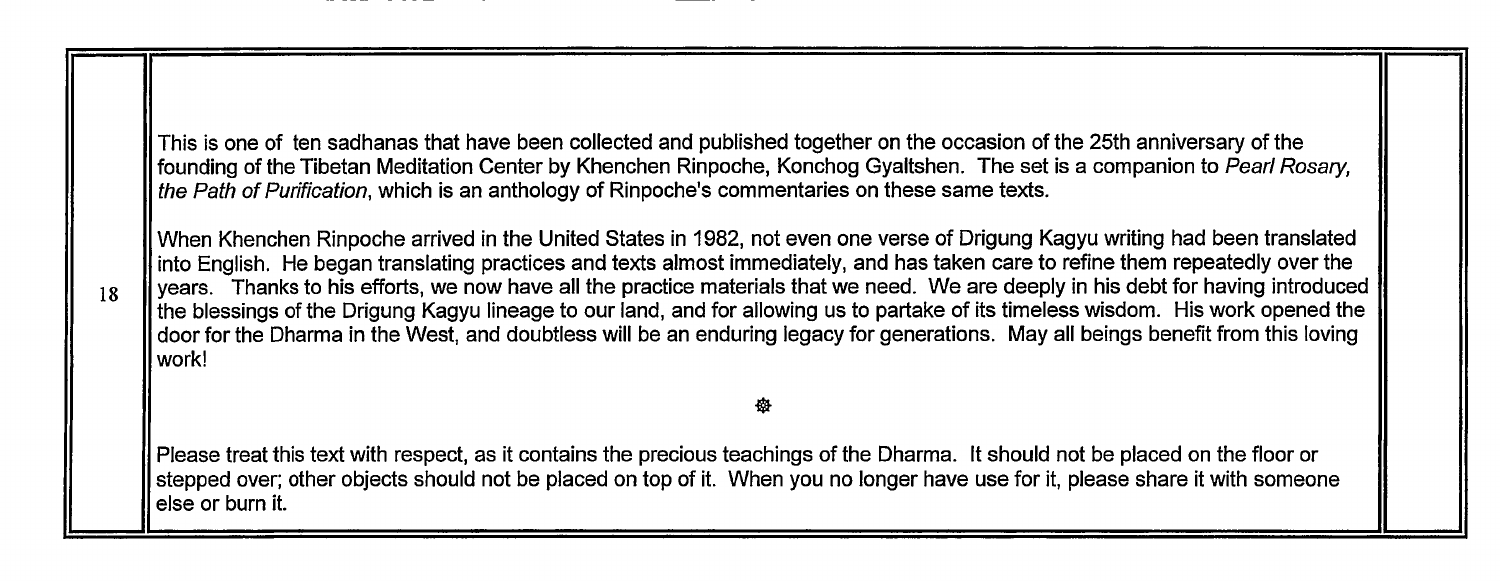This is one of ten sadhanas that have been collected and published together on the occasion of the 25th anniversary of the founding of the Tibetan Meditation Center by Khenchen Rinpoche, Konchog Gyaltshen. The set is a companion to *Pearl Rosary, the Path of Purification*, which is an anthology of Rinpoche's commentaries on these same texts.

When Khenchen Rinpoche arrived in the United States in 1982, not even one verse of Drigung Kagyu writing had been translated into English. He began translating practices and texts almost immediately, and has taken care to refine them repeatedly over the years. Thanks to his efforts, we now have all the practice materials that we need. We are deeply in his debt for having introduced the blessings of the Drigung Kagyu lineage to our land, and for allowing us to partake of its timeless wisdom. His work opened the door for the Dharma in the West, and doubtless will be an enduring legacy for generations. May all beings benefit from this loving work!

☸

Please treat this text with respect, as it contains the precious teachings of the Dharma. It should not be placed on the floor or stepped over; other objects should not be placed on top of it. When you no longer have use for it, please share it with someone else or burn it.